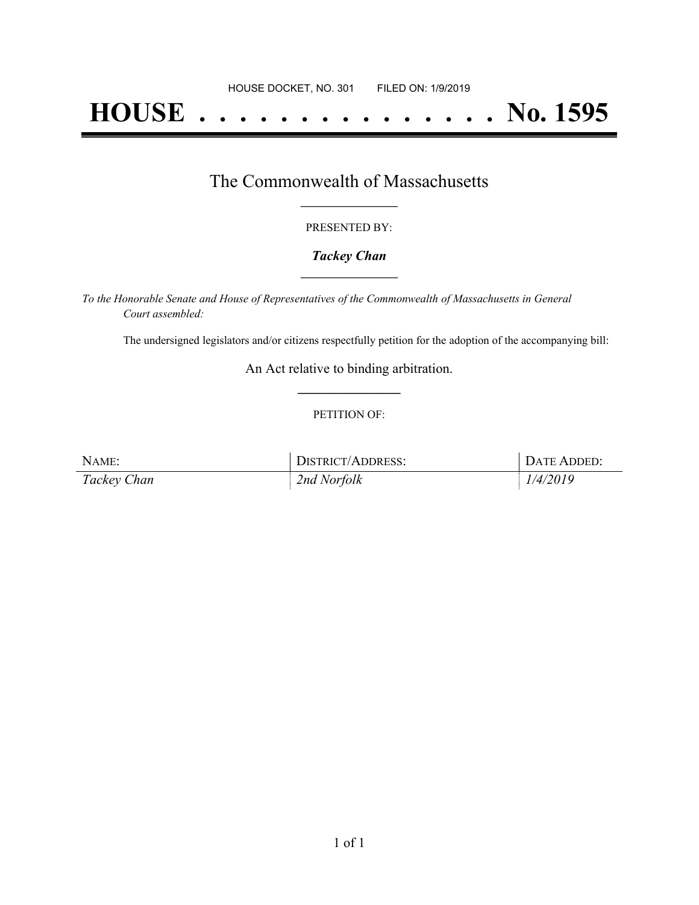HOUSE DOCKET, NO. 301 FILED ON: 1/9/2019

# HOUSE . . . . . . . . . . . . . . . No. 1595

## The Commonwealth of Massachusetts

PRESENTED BY:

***Tackey Chan***

*To the Honorable Senate and House of Representatives of the Commonwealth of Massachusetts in General Court assembled:*

The undersigned legislators and/or citizens respectfully petition for the adoption of the accompanying bill:

An Act relative to binding arbitration.

PETITION OF:

| NAME: | DISTRICT/ADDRESS: | DATE ADDED: |
| --- | --- | --- |
| *Tackey Chan* | *2nd Norfolk* | *1/4/2019* |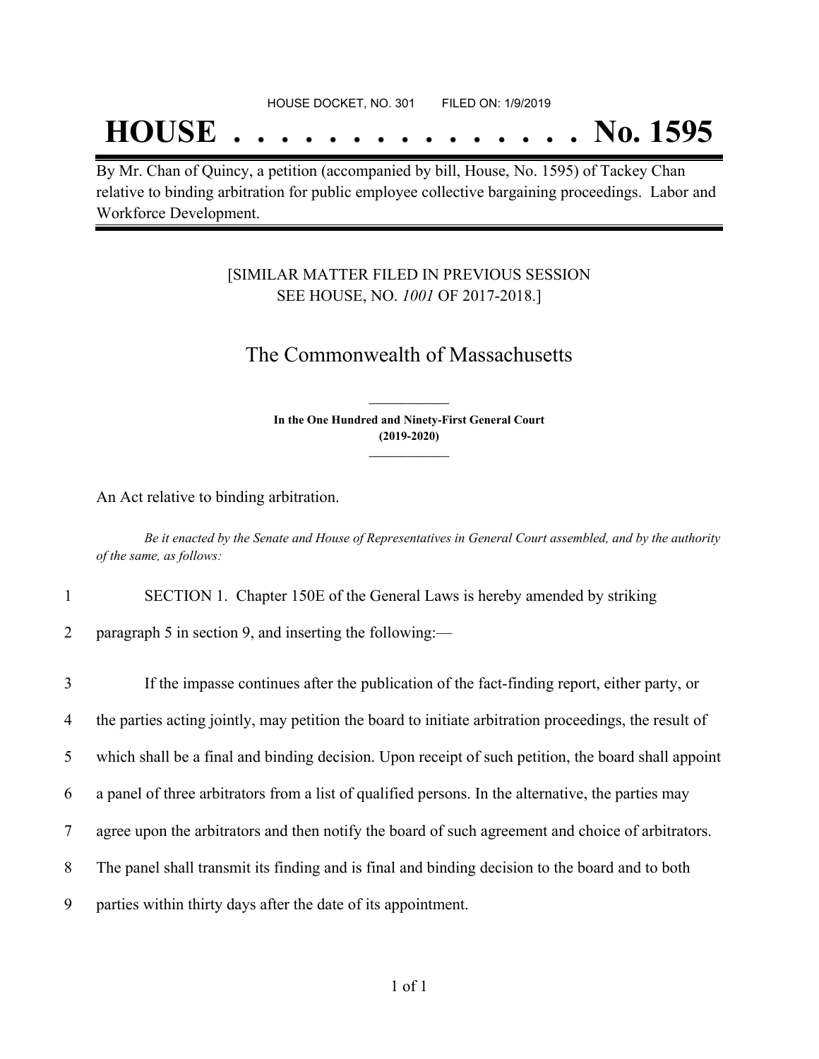HOUSE DOCKET, NO. 301 FILED ON: 1/9/2019

# HOUSE . . . . . . . . . . . . . . . No. 1595

By Mr. Chan of Quincy, a petition (accompanied by bill, House, No. 1595) of Tackey Chan relative to binding arbitration for public employee collective bargaining proceedings. Labor and Workforce Development.

[SIMILAR MATTER FILED IN PREVIOUS SESSION SEE HOUSE, NO. *1001* OF 2017-2018.]

## The Commonwealth of Massachusetts

**In the One Hundred and Ninety-First General Court (2019-2020)**

An Act relative to binding arbitration.

*Be it enacted by the Senate and House of Representatives in General Court assembled, and by the authority of the same, as follows:*

1 SECTION 1. Chapter 150E of the General Laws is hereby amended by striking
2 paragraph 5 in section 9, and inserting the following:—

3 If the impasse continues after the publication of the fact-finding report, either party, or
4 the parties acting jointly, may petition the board to initiate arbitration proceedings, the result of
5 which shall be a final and binding decision. Upon receipt of such petition, the board shall appoint
6 a panel of three arbitrators from a list of qualified persons. In the alternative, the parties may
7 agree upon the arbitrators and then notify the board of such agreement and choice of arbitrators.
8 The panel shall transmit its finding and is final and binding decision to the board and to both
9 parties within thirty days after the date of its appointment.